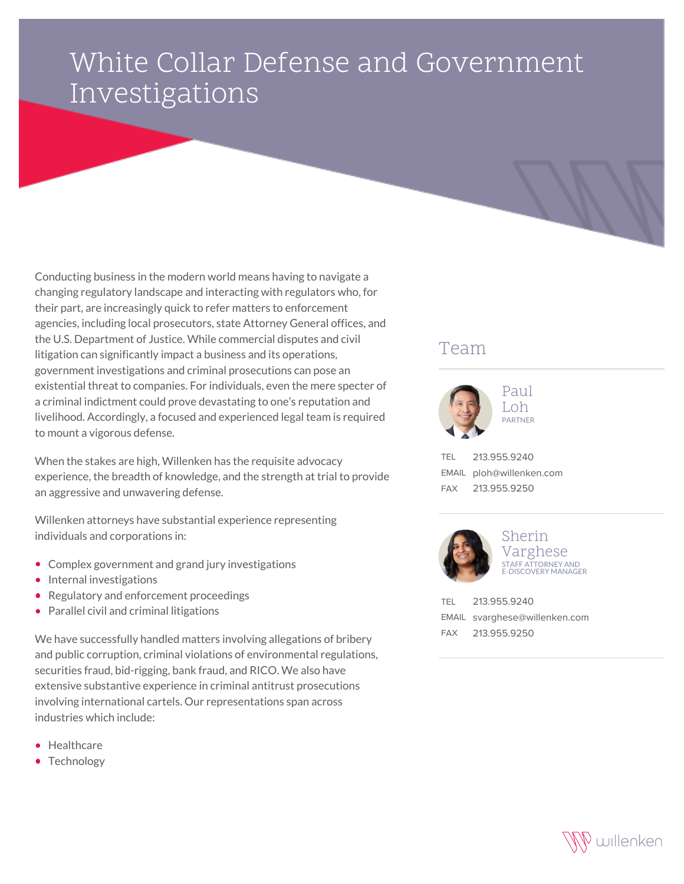# White Collar Defense and Government Investigations

Conducting business in the modern world means having to navigate a changing regulatory landscape and interacting with regulators who, for their part, are increasingly quick to refer matters to enforcement agencies, including local prosecutors, state Attorney General offices, and the U.S. Department of Justice. While commercial disputes and civil litigation can significantly impact a business and its operations, government investigations and criminal prosecutions can pose an existential threat to companies. For individuals, even the mere specter of a criminal indictment could prove devastating to one's reputation and livelihood. Accordingly, a focused and experienced legal team is required to mount a vigorous defense.

When the stakes are high, Willenken has the requisite advocacy experience, the breadth of knowledge, and the strength at trial to provide an aggressive and unwavering defense.

Willenken attorneys have substantial experience representing individuals and corporations in:

- Complex government and grand jury investigations
- Internal investigations
- Regulatory and enforcement proceedings
- Parallel civil and criminal litigations

We have successfully handled matters involving allegations of bribery and public corruption, criminal violations of environmental regulations, securities fraud, bid-rigging, bank fraud, and RICO. We also have extensive substantive experience in criminal antitrust prosecutions involving international cartels. Our representations span across industries which include:

- Healthcare
- Technology

## Team

### Paul Loh
PARTNER

TEL 213.955.9240
EMAIL ploh@willenken.com
FAX 213.955.9250

### Sherin Varghese
STAFF ATTORNEY AND E-DISCOVERY MANAGER

TEL 213.955.9240
EMAIL svarghese@willenken.com
FAX 213.955.9250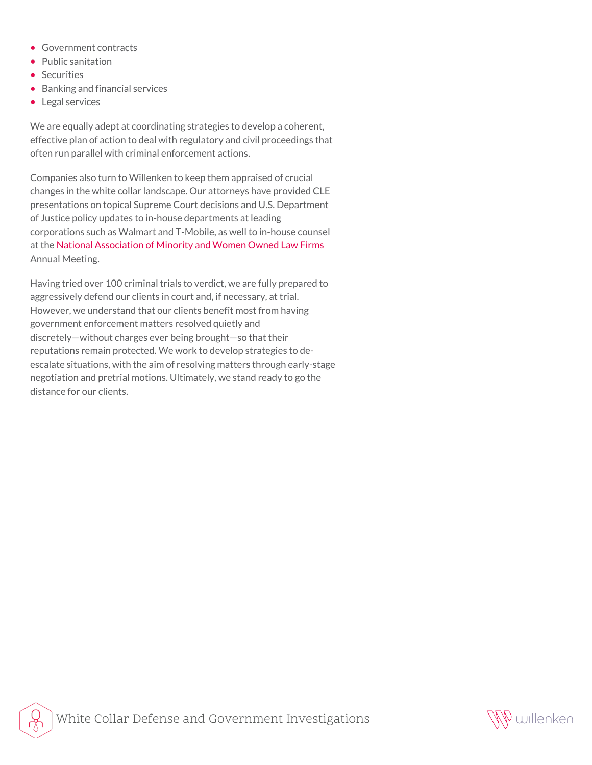- Government contracts
- Public sanitation
- Securities
- Banking and financial services
- Legal services

We are equally adept at coordinating strategies to develop a coherent, effective plan of action to deal with regulatory and civil proceedings that often run parallel with criminal enforcement actions.

Companies also turn to Willenken to keep them appraised of crucial changes in the white collar landscape. Our attorneys have provided CLE presentations on topical Supreme Court decisions and U.S. Department of Justice policy updates to in-house departments at leading corporations such as Walmart and T-Mobile, as well to in-house counsel at the National Association of Minority and Women Owned Law Firms Annual Meeting.

Having tried over 100 criminal trials to verdict, we are fully prepared to aggressively defend our clients in court and, if necessary, at trial. However, we understand that our clients benefit most from having government enforcement matters resolved quietly and discretely—without charges ever being brought—so that their reputations remain protected. We work to develop strategies to de-escalate situations, with the aim of resolving matters through early-stage negotiation and pretrial motions. Ultimately, we stand ready to go the distance for our clients.